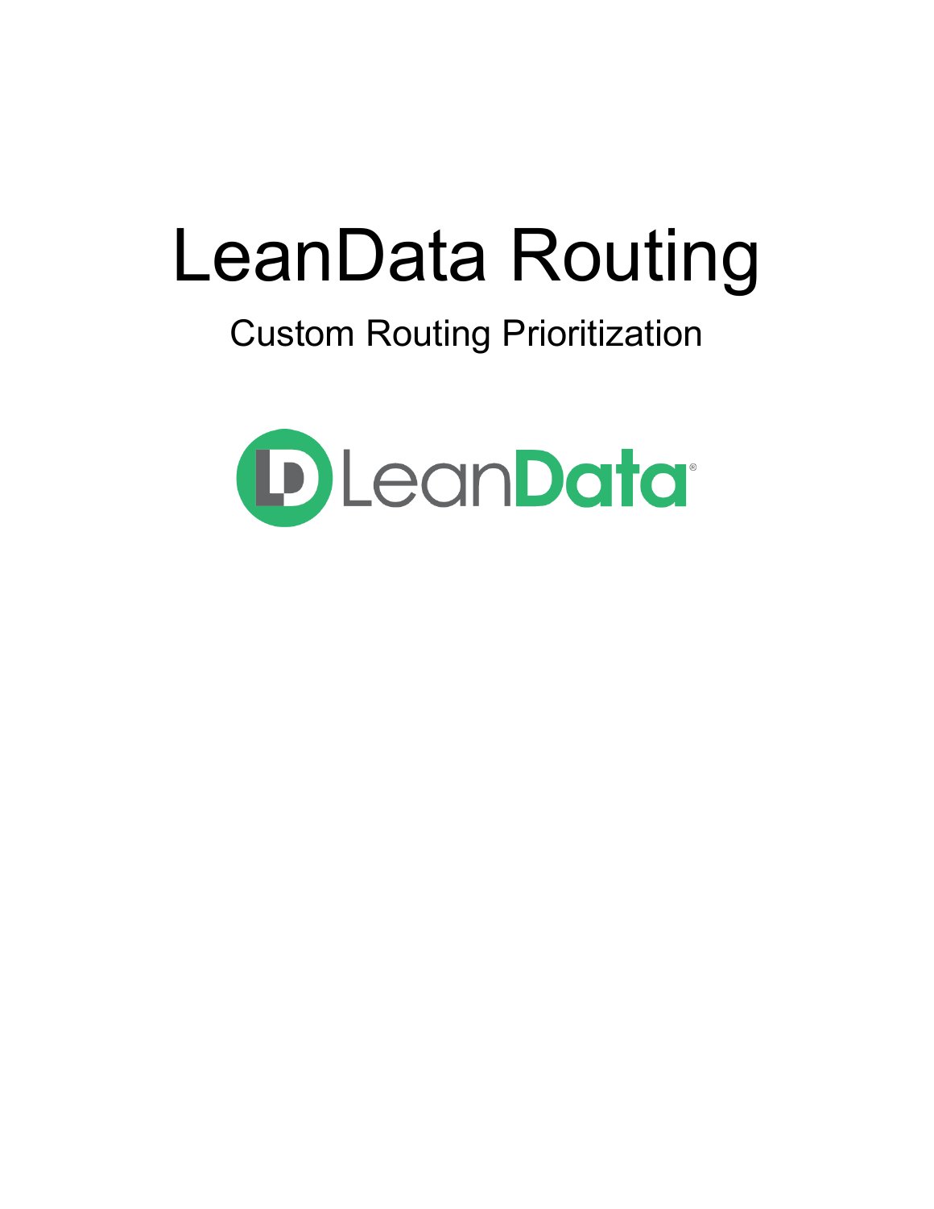# LeanData Routing

## Custom Routing Prioritization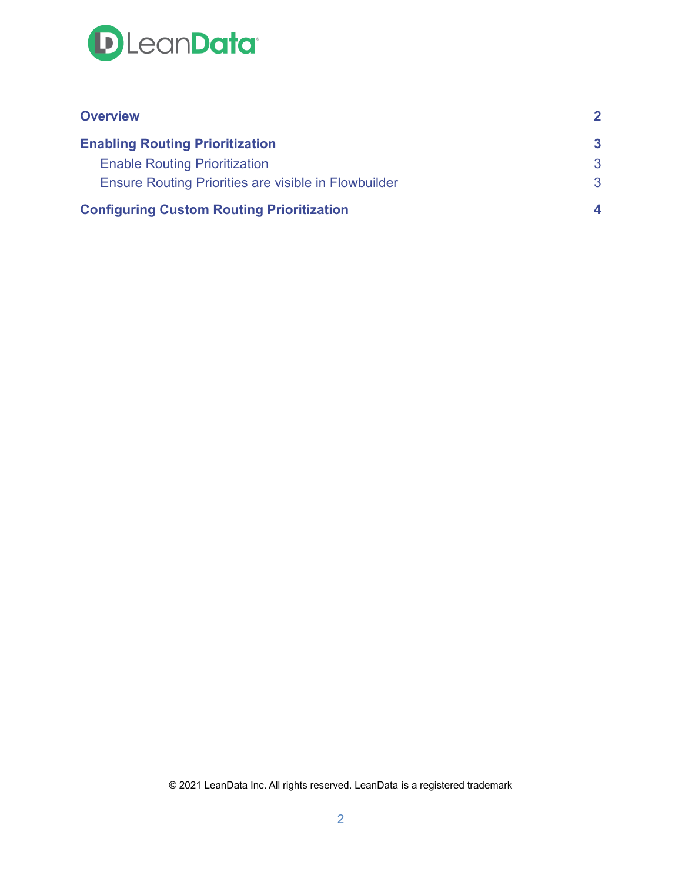| | |
|---|---|
| **Overview** | **2** |
| **Enabling Routing Prioritization** | **3** |
| Enable Routing Prioritization | 3 |
| Ensure Routing Priorities are visible in Flowbuilder | 3 |
| **Configuring Custom Routing Prioritization** | **4** |

© 2021 LeanData Inc. All rights reserved. LeanData is a registered trademark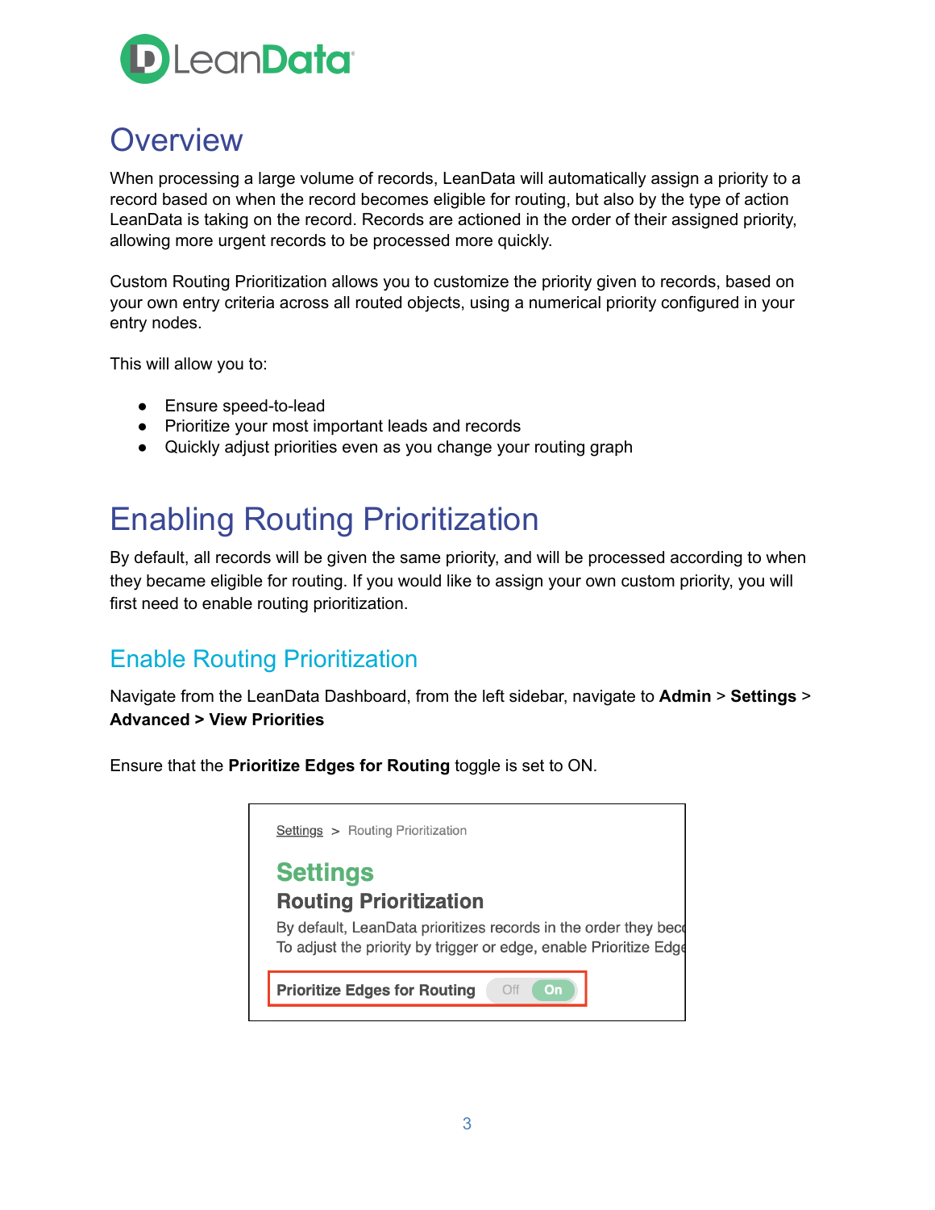# Overview

When processing a large volume of records, LeanData will automatically assign a priority to a record based on when the record becomes eligible for routing, but also by the type of action LeanData is taking on the record. Records are actioned in the order of their assigned priority, allowing more urgent records to be processed more quickly.

Custom Routing Prioritization allows you to customize the priority given to records, based on your own entry criteria across all routed objects, using a numerical priority configured in your entry nodes.

This will allow you to:

- Ensure speed-to-lead
- Prioritize your most important leads and records
- Quickly adjust priorities even as you change your routing graph

# Enabling Routing Prioritization

By default, all records will be given the same priority, and will be processed according to when they became eligible for routing. If you would like to assign your own custom priority, you will first need to enable routing prioritization.

## Enable Routing Prioritization

Navigate from the LeanData Dashboard, from the left sidebar, navigate to **Admin** > **Settings** > **Advanced > View Priorities**

Ensure that the **Prioritize Edges for Routing** toggle is set to ON.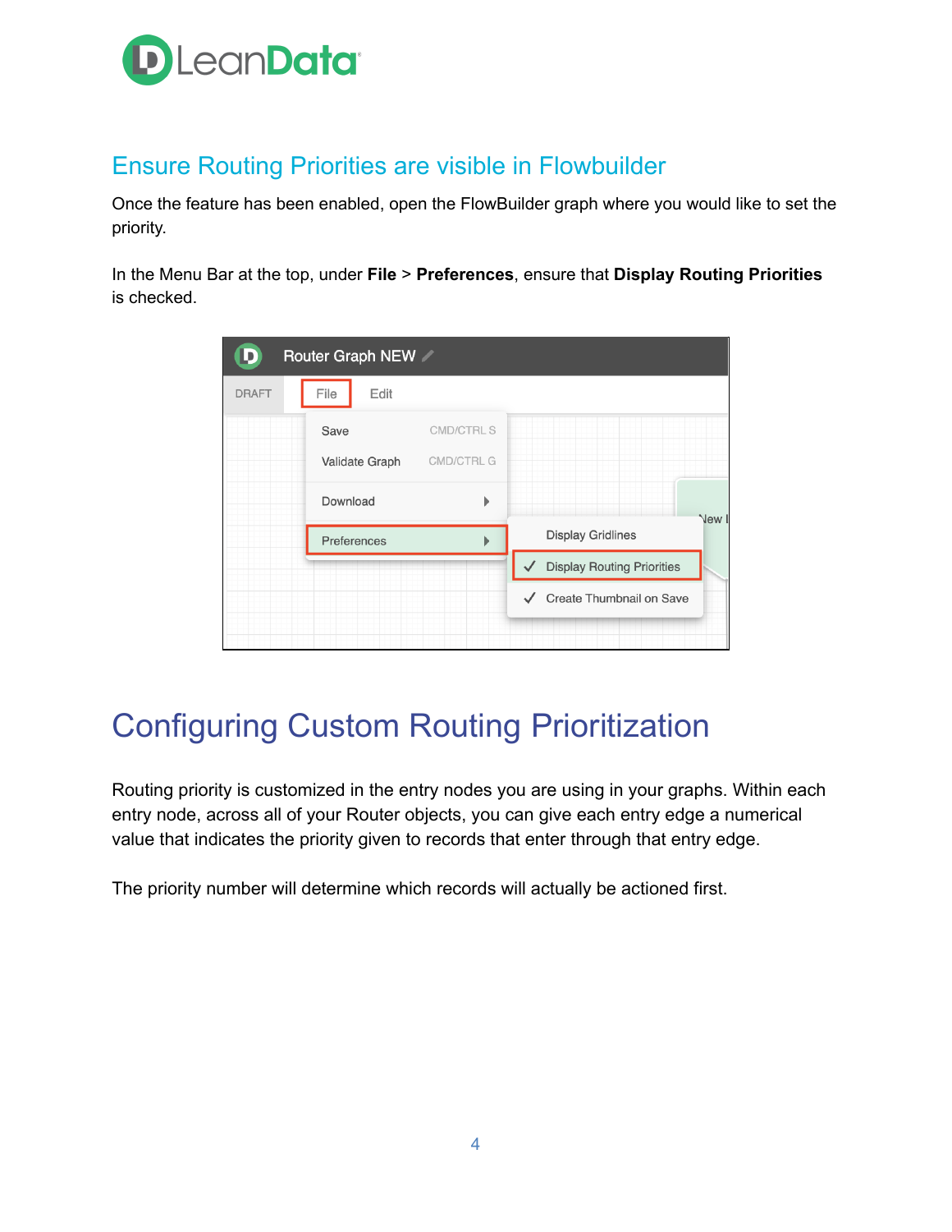## Ensure Routing Priorities are visible in Flowbuilder

Once the feature has been enabled, open the FlowBuilder graph where you would like to set the priority.

In the Menu Bar at the top, under **File** > **Preferences**, ensure that **Display Routing Priorities** is checked.

# Configuring Custom Routing Prioritization

Routing priority is customized in the entry nodes you are using in your graphs. Within each entry node, across all of your Router objects, you can give each entry edge a numerical value that indicates the priority given to records that enter through that entry edge.

The priority number will determine which records will actually be actioned first.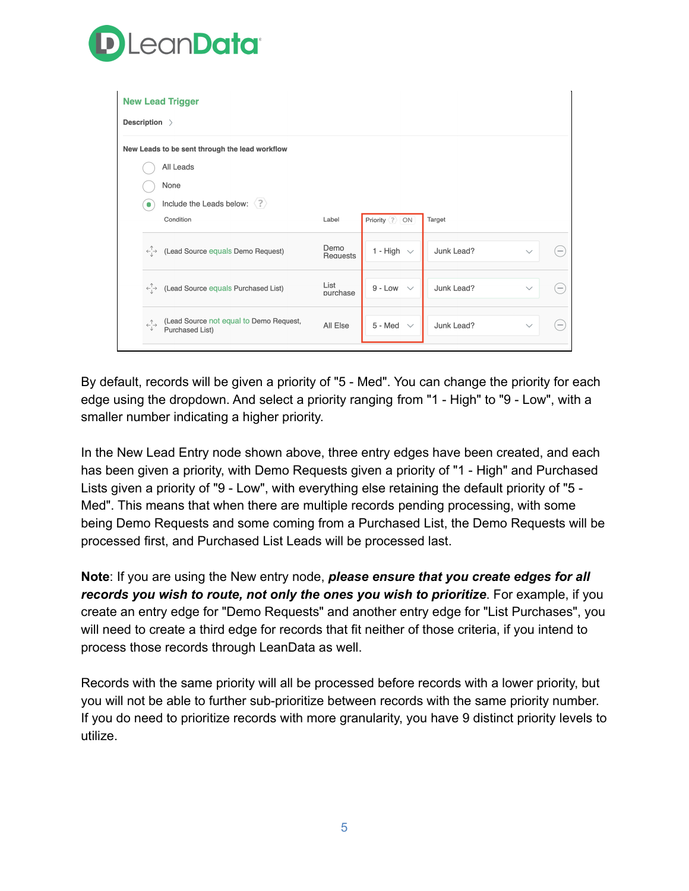New Lead Trigger

Description

New Leads to be sent through the lead workflow

- All Leads
- None
- Include the Leads below:

| Condition | Label | Priority ON | Target |
|---|---|---|---|
| (Lead Source equals Demo Request) | Demo Requests | 1 - High | Junk Lead? |
| (Lead Source equals Purchased List) | List purchase | 9 - Low | Junk Lead? |
| (Lead Source not equal to Demo Request, Purchased List) | All Else | 5 - Med | Junk Lead? |

By default, records will be given a priority of "5 - Med". You can change the priority for each edge using the dropdown. And select a priority ranging from "1 - High" to "9 - Low", with a smaller number indicating a higher priority.

In the New Lead Entry node shown above, three entry edges have been created, and each has been given a priority, with Demo Requests given a priority of "1 - High" and Purchased Lists given a priority of "9 - Low", with everything else retaining the default priority of "5 - Med". This means that when there are multiple records pending processing, with some being Demo Requests and some coming from a Purchased List, the Demo Requests will be processed first, and Purchased List Leads will be processed last.

**Note**: If you are using the New entry node, ***please ensure that you create edges for all records you wish to route, not only the ones you wish to prioritize***. For example, if you create an entry edge for "Demo Requests" and another entry edge for "List Purchases", you will need to create a third edge for records that fit neither of those criteria, if you intend to process those records through LeanData as well.

Records with the same priority will all be processed before records with a lower priority, but you will not be able to further sub-prioritize between records with the same priority number. If you do need to prioritize records with more granularity, you have 9 distinct priority levels to utilize.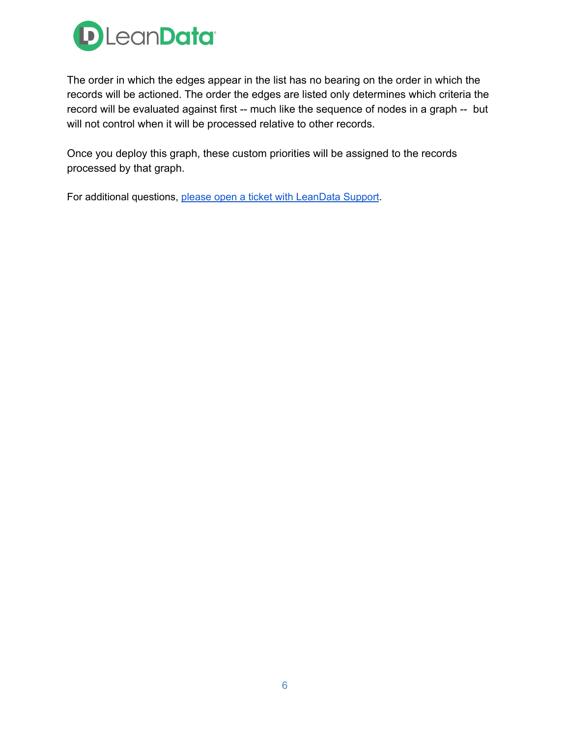The order in which the edges appear in the list has no bearing on the order in which the records will be actioned. The order the edges are listed only determines which criteria the record will be evaluated against first -- much like the sequence of nodes in a graph -- but will not control when it will be processed relative to other records.

Once you deploy this graph, these custom priorities will be assigned to the records processed by that graph.

For additional questions, please open a ticket with LeanData Support.